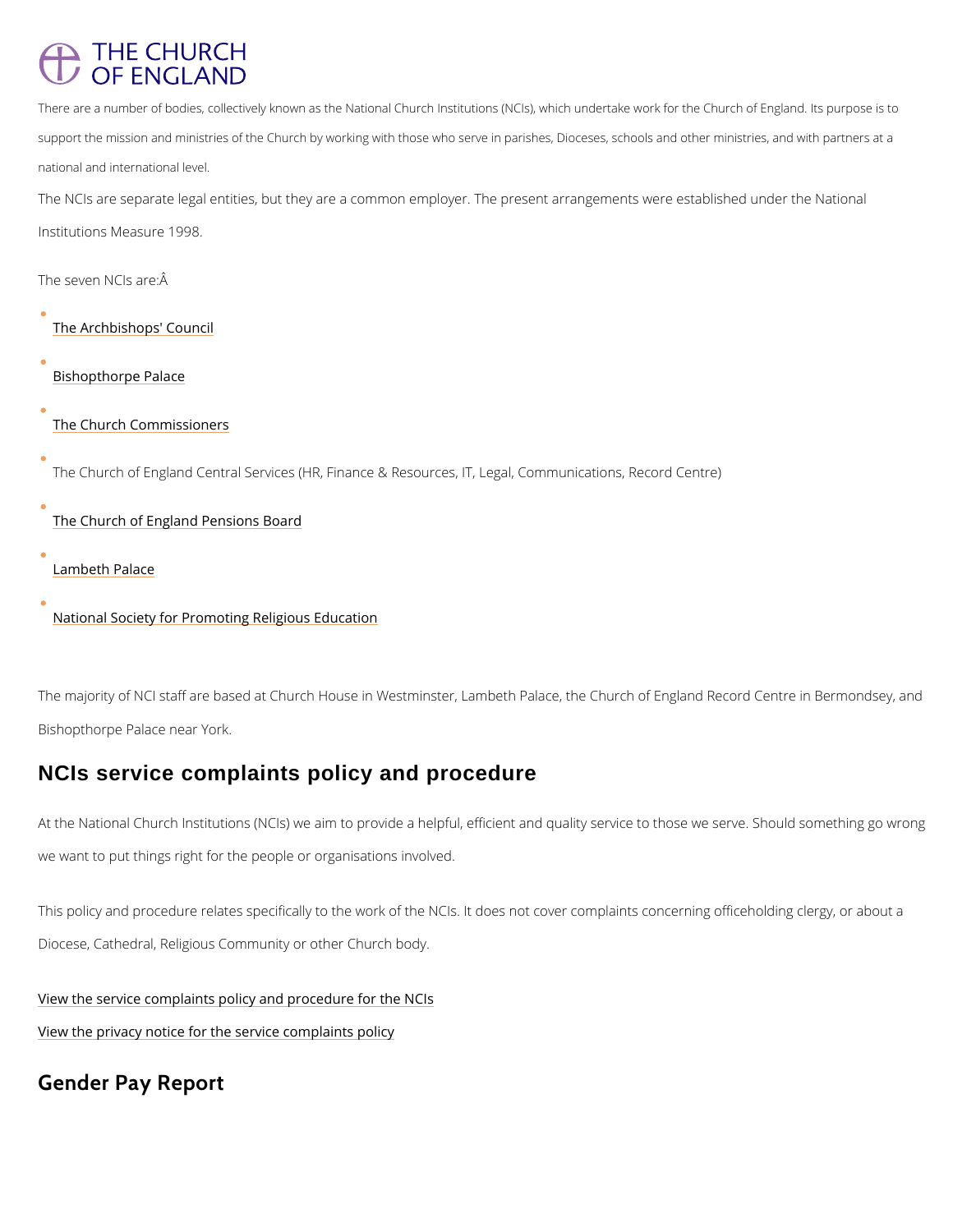There are a number of bodies, collectively known as the National Church Institutions (NCIs), which undertake work for the Church of England. Its purpose is to support the mission and ministries of the Church by working with those who serve in parishes, Dioceses, schools and other ministries, and with partners at a national and international level.

The NCIs are separate legal entities, but they are a common employer. The present arrangements were established under the National Institutions Measure 1998.

The seven NCIs are:Â

- The Archbishops' Council
- Bishopthorpe Palace
- The Church Commissioners
- The Church of England Central Services (HR, Finance & Resources, IT, Legal, Communications, Record Centre)
- The Church of England Pensions Board
- Lambeth Palace
- National Society for Promoting Religious Education

The majority of NCI staff are based at Church House in Westminster, Lambeth Palace, the Church of England Record Centre in Bermondsey, and Bishopthorpe Palace near York.

## NCIs service complaints policy and procedure

At the National Church Institutions (NCIs) we aim to provide a helpful, efficient and quality service to those we serve. Should something go wrong we want to put things right for the people or organisations involved.

This policy and procedure relates specifically to the work of the NCIs. It does not cover complaints concerning officeholding clergy, or about a Diocese, Cathedral, Religious Community or other Church body.

View the service complaints policy and procedure for the NCIs

View the privacy notice for the service complaints policy

## Gender Pay Report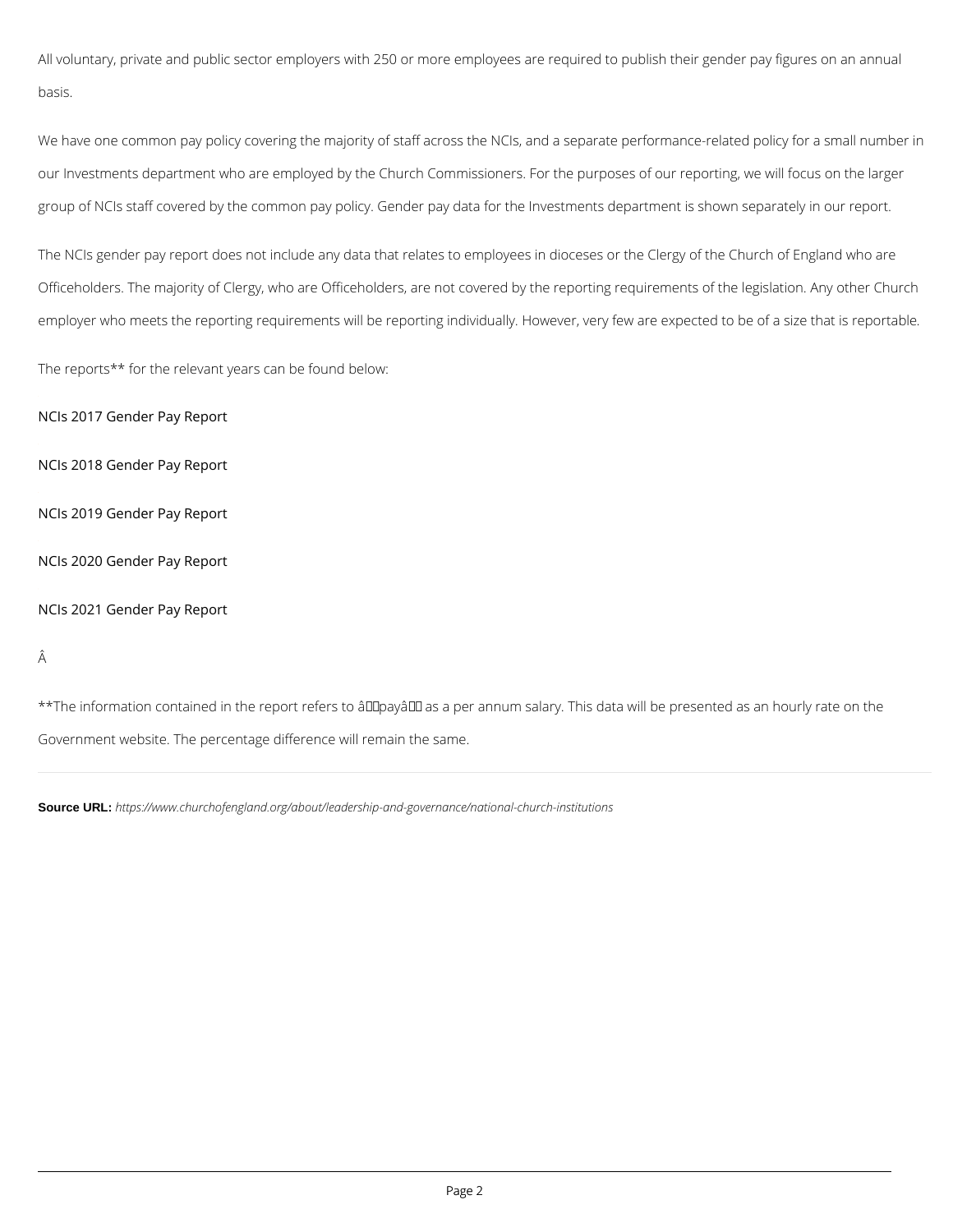All voluntary, private and public sector employers with 250 or more employees are required to publish their gender pay figures on an annual basis.

We have one common pay policy covering the majority of staff across the NCIs, and a separate performance-related policy for a small number in our Investments department who are employed by the Church Commissioners. For the purposes of our reporting, we will focus on the larger group of NCIs staff covered by the common pay policy. Gender pay data for the Investments department is shown separately in our report.

The NCIs gender pay report does not include any data that relates to employees in dioceses or the Clergy of the Church of England who are Officeholders. The majority of Clergy, who are Officeholders, are not covered by the reporting requirements of the legislation. Any other Church employer who meets the reporting requirements will be reporting individually. However, very few are expected to be of a size that is reportable.

The reports** for the relevant years can be found below:

NCIs 2017 Gender Pay Report

NCIs 2018 Gender Pay Report

NCIs 2019 Gender Pay Report

NCIs 2020 Gender Pay Report

NCIs 2021 Gender Pay Report

Â

**The information contained in the report refers to â payâ as a per annum salary. This data will be presented as an hourly rate on the Government website. The percentage difference will remain the same.

---

**Source URL:** *https://www.churchofengland.org/about/leadership-and-governance/national-church-institutions*